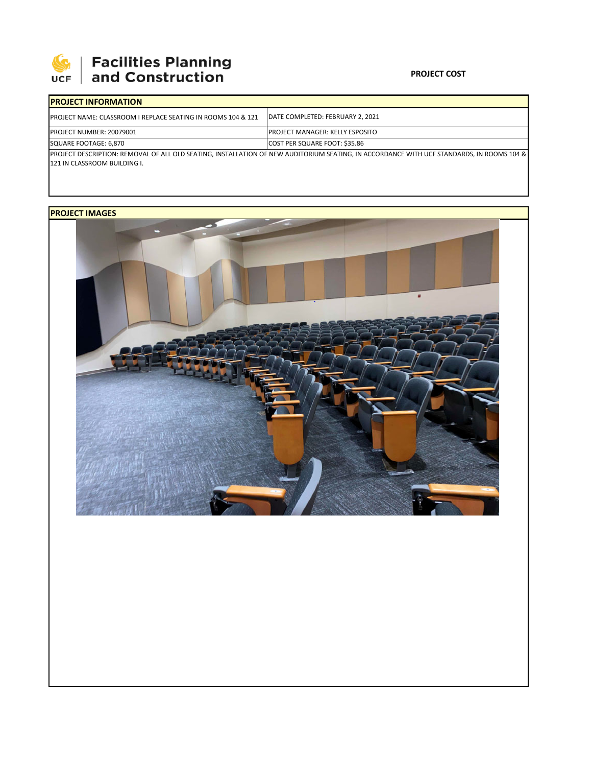Facilities Planning and Construction

**PROJECT COST**

## PROJECT INFORMATION

| PROJECT NAME: CLASSROOM I REPLACE SEATING IN ROOMS 104 & 121 | DATE COMPLETED: FEBRUARY 2, 2021 |
|---|---|
| PROJECT NUMBER: 20079001 | PROJECT MANAGER: KELLY ESPOSITO |
| SQUARE FOOTAGE: 6,870 | COST PER SQUARE FOOT: $35.86 |

PROJECT DESCRIPTION: REMOVAL OF ALL OLD SEATING, INSTALLATION OF NEW AUDITORIUM SEATING, IN ACCORDANCE WITH UCF STANDARDS, IN ROOMS 104 & 121 IN CLASSROOM BUILDING I.

## PROJECT IMAGES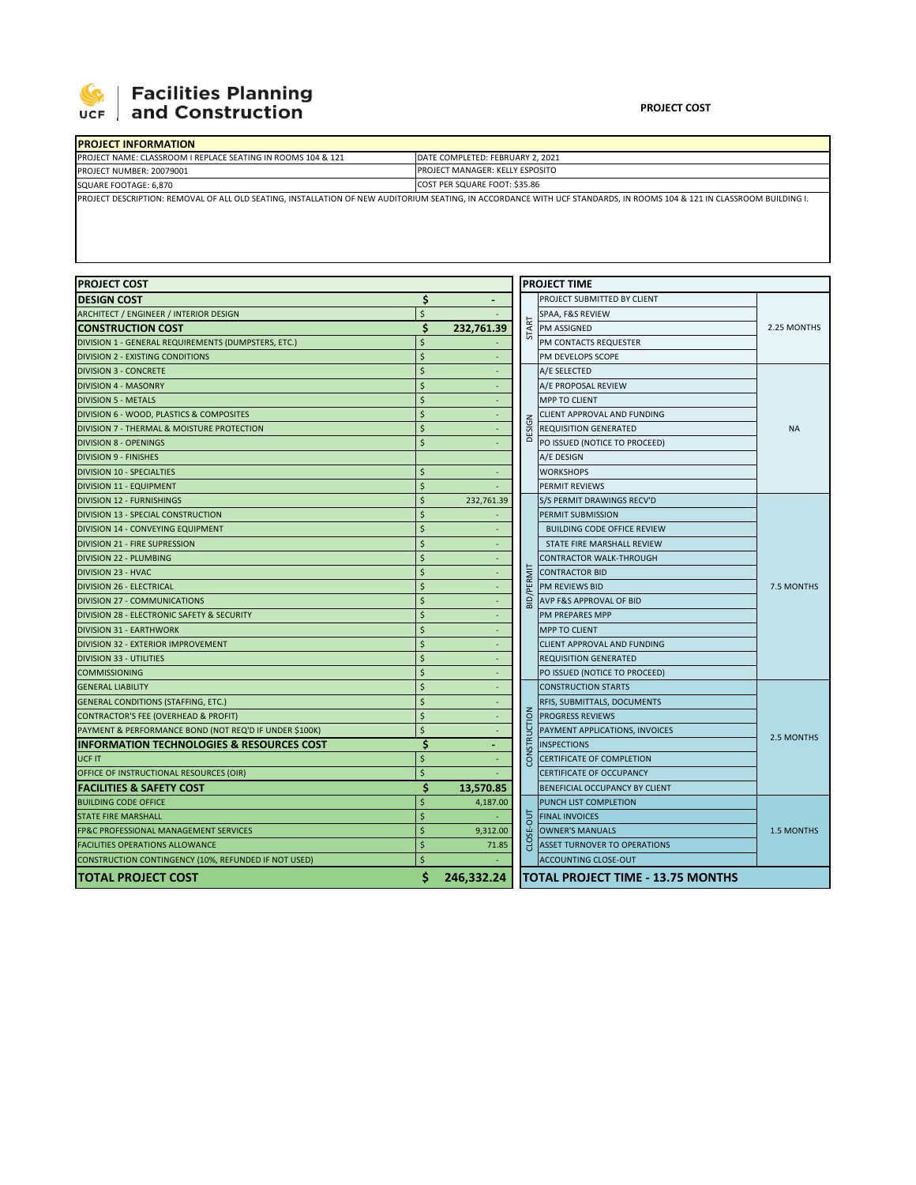**Facilities Planning and Construction**

**PROJECT COST**

| **PROJECT INFORMATION** | |
|---|---|
| PROJECT NAME: CLASSROOM I REPLACE SEATING IN ROOMS 104 & 121 | DATE COMPLETED: FEBRUARY 2, 2021 |
| PROJECT NUMBER: 20079001 | PROJECT MANAGER: KELLY ESPOSITO |
| SQUARE FOOTAGE: 6,870 | COST PER SQUARE FOOT: $35.86 |

PROJECT DESCRIPTION: REMOVAL OF ALL OLD SEATING, INSTALLATION OF NEW AUDITORIUM SEATING, IN ACCORDANCE WITH UCF STANDARDS, IN ROOMS 104 & 121 IN CLASSROOM BUILDING I.

| **PROJECT COST** | |
|---|---|
| **DESIGN COST** | **$ -** |
| ARCHITECT / ENGINEER / INTERIOR DESIGN | $ - |
| **CONSTRUCTION COST** | **$ 232,761.39** |
| DIVISION 1 - GENERAL REQUIREMENTS (DUMPSTERS, ETC.) | $ - |
| DIVISION 2 - EXISTING CONDITIONS | $ - |
| DIVISION 3 - CONCRETE | $ - |
| DIVISION 4 - MASONRY | $ - |
| DIVISION 5 - METALS | $ - |
| DIVISION 6 - WOOD, PLASTICS & COMPOSITES | $ - |
| DIVISION 7 - THERMAL & MOISTURE PROTECTION | $ - |
| DIVISION 8 - OPENINGS | $ - |
| DIVISION 9 - FINISHES | |
| DIVISION 10 - SPECIALTIES | $ - |
| DIVISION 11 - EQUIPMENT | $ - |
| DIVISION 12 - FURNISHINGS | $ 232,761.39 |
| DIVISION 13 - SPECIAL CONSTRUCTION | $ - |
| DIVISION 14 - CONVEYING EQUIPMENT | $ - |
| DIVISION 21 - FIRE SUPRESSION | $ - |
| DIVISION 22 - PLUMBING | $ - |
| DIVISION 23 - HVAC | $ - |
| DIVISION 26 - ELECTRICAL | $ - |
| DIVISION 27 - COMMUNICATIONS | $ - |
| DIVISION 28 - ELECTRONIC SAFETY & SECURITY | $ - |
| DIVISION 31 - EARTHWORK | $ - |
| DIVISION 32 - EXTERIOR IMPROVEMENT | $ - |
| DIVISION 33 - UTILITIES | $ - |
| COMMISSIONING | $ - |
| GENERAL LIABILITY | $ - |
| GENERAL CONDITIONS (STAFFING, ETC.) | $ - |
| CONTRACTOR'S FEE (OVERHEAD & PROFIT) | $ - |
| PAYMENT & PERFORMANCE BOND (NOT REQ'D IF UNDER $100K) | $ - |
| **INFORMATION TECHNOLOGIES & RESOURCES COST** | **$ -** |
| UCF IT | $ - |
| OFFICE OF INSTRUCTIONAL RESOURCES (OIR) | $ - |
| **FACILITIES & SAFETY COST** | **$ 13,570.85** |
| BUILDING CODE OFFICE | $ 4,187.00 |
| STATE FIRE MARSHALL | $ - |
| FP&C PROFESSIONAL MANAGEMENT SERVICES | $ 9,312.00 |
| FACILITIES OPERATIONS ALLOWANCE | $ 71.85 |
| CONSTRUCTION CONTINGENCY (10%, REFUNDED IF NOT USED) | $ - |
| **TOTAL PROJECT COST** | **$ 246,332.24** |

| **PROJECT TIME** | | |
|---|---|---|
| START | PROJECT SUBMITTED BY CLIENT | 2.25 MONTHS |
| | SPAA, F&S REVIEW | |
| | PM ASSIGNED | |
| | PM CONTACTS REQUESTER | |
| | PM DEVELOPS SCOPE | |
| DESIGN | A/E SELECTED | NA |
| | A/E PROPOSAL REVIEW | |
| | MPP TO CLIENT | |
| | CLIENT APPROVAL AND FUNDING | |
| | REQUISITION GENERATED | |
| | PO ISSUED (NOTICE TO PROCEED) | |
| | A/E DESIGN | |
| | WORKSHOPS | |
| | PERMIT REVIEWS | |
| BID/PERMIT | S/S PERMIT DRAWINGS RECV'D | 7.5 MONTHS |
| | PERMIT SUBMISSION | |
| | BUILDING CODE OFFICE REVIEW | |
| | STATE FIRE MARSHALL REVIEW | |
| | CONTRACTOR WALK-THROUGH | |
| | CONTRACTOR BID | |
| | PM REVIEWS BID | |
| | AVP F&S APPROVAL OF BID | |
| | PM PREPARES MPP | |
| | MPP TO CLIENT | |
| | CLIENT APPROVAL AND FUNDING | |
| | REQUISITION GENERATED | |
| | PO ISSUED (NOTICE TO PROCEED) | |
| CONSTRUCTION | CONSTRUCTION STARTS | 2.5 MONTHS |
| | RFIS, SUBMITTALS, DOCUMENTS | |
| | PROGRESS REVIEWS | |
| | PAYMENT APPLICATIONS, INVOICES | |
| | INSPECTIONS | |
| | CERTIFICATE OF COMPLETION | |
| | CERTIFICATE OF OCCUPANCY | |
| | BENEFICIAL OCCUPANCY BY CLIENT | |
| CLOSE-OUT | PUNCH LIST COMPLETION | 1.5 MONTHS |
| | FINAL INVOICES | |
| | OWNER'S MANUALS | |
| | ASSET TURNOVER TO OPERATIONS | |
| | ACCOUNTING CLOSE-OUT | |
| **TOTAL PROJECT TIME - 13.75 MONTHS** | | |